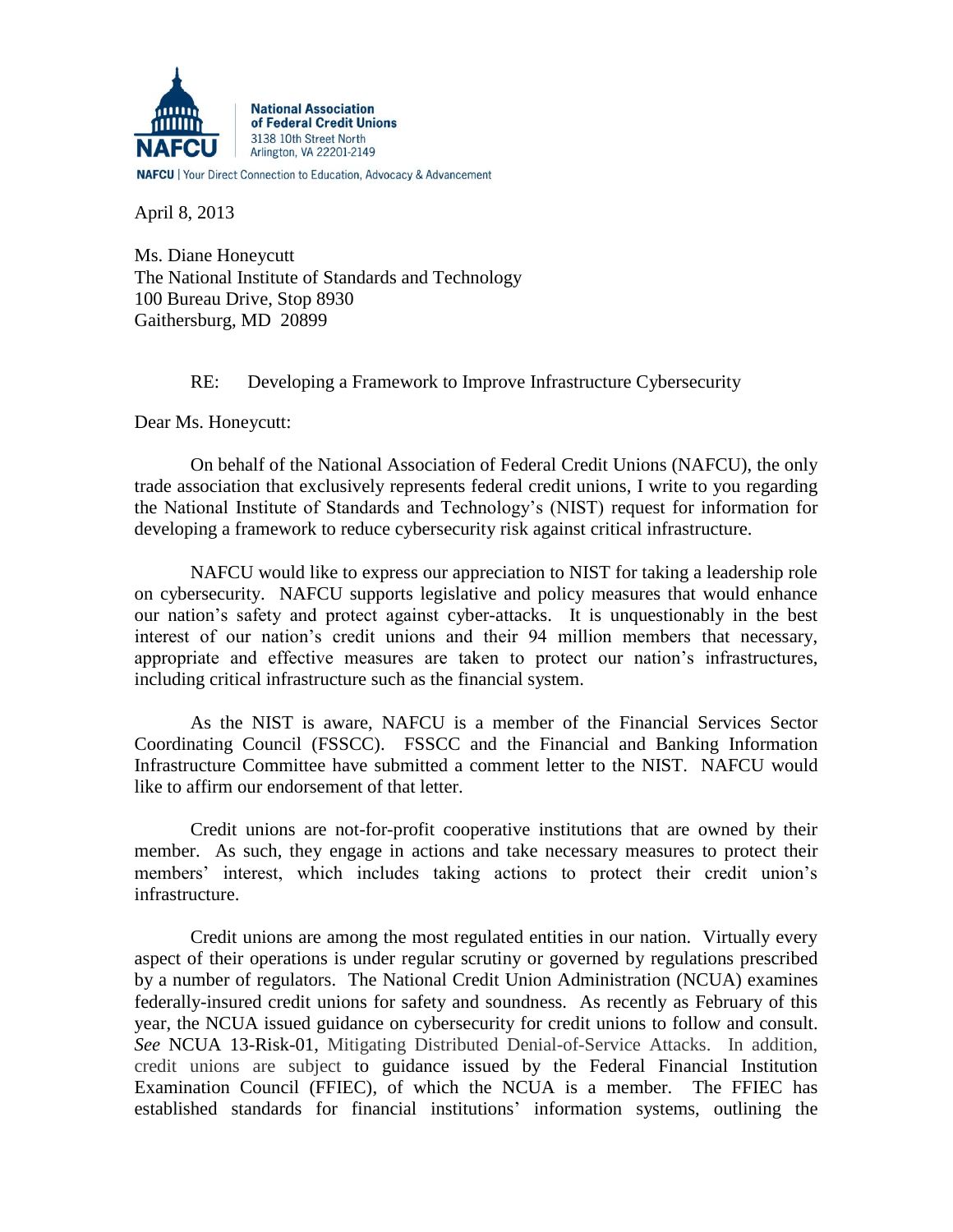**National Association of Federal Credit Unions**
3138 10th Street North
Arlington, VA 22201-2149

NAFCU | Your Direct Connection to Education, Advocacy & Advancement

April 8, 2013

Ms. Diane Honeycutt
The National Institute of Standards and Technology
100 Bureau Drive, Stop 8930
Gaithersburg, MD 20899

RE: Developing a Framework to Improve Infrastructure Cybersecurity

Dear Ms. Honeycutt:

On behalf of the National Association of Federal Credit Unions (NAFCU), the only trade association that exclusively represents federal credit unions, I write to you regarding the National Institute of Standards and Technology's (NIST) request for information for developing a framework to reduce cybersecurity risk against critical infrastructure.

NAFCU would like to express our appreciation to NIST for taking a leadership role on cybersecurity. NAFCU supports legislative and policy measures that would enhance our nation's safety and protect against cyber-attacks. It is unquestionably in the best interest of our nation's credit unions and their 94 million members that necessary, appropriate and effective measures are taken to protect our nation's infrastructures, including critical infrastructure such as the financial system.

As the NIST is aware, NAFCU is a member of the Financial Services Sector Coordinating Council (FSSCC). FSSCC and the Financial and Banking Information Infrastructure Committee have submitted a comment letter to the NIST. NAFCU would like to affirm our endorsement of that letter.

Credit unions are not-for-profit cooperative institutions that are owned by their member. As such, they engage in actions and take necessary measures to protect their members' interest, which includes taking actions to protect their credit union's infrastructure.

Credit unions are among the most regulated entities in our nation. Virtually every aspect of their operations is under regular scrutiny or governed by regulations prescribed by a number of regulators. The National Credit Union Administration (NCUA) examines federally-insured credit unions for safety and soundness. As recently as February of this year, the NCUA issued guidance on cybersecurity for credit unions to follow and consult. *See* NCUA 13-Risk-01, Mitigating Distributed Denial-of-Service Attacks. In addition, credit unions are subject to guidance issued by the Federal Financial Institution Examination Council (FFIEC), of which the NCUA is a member. The FFIEC has established standards for financial institutions' information systems, outlining the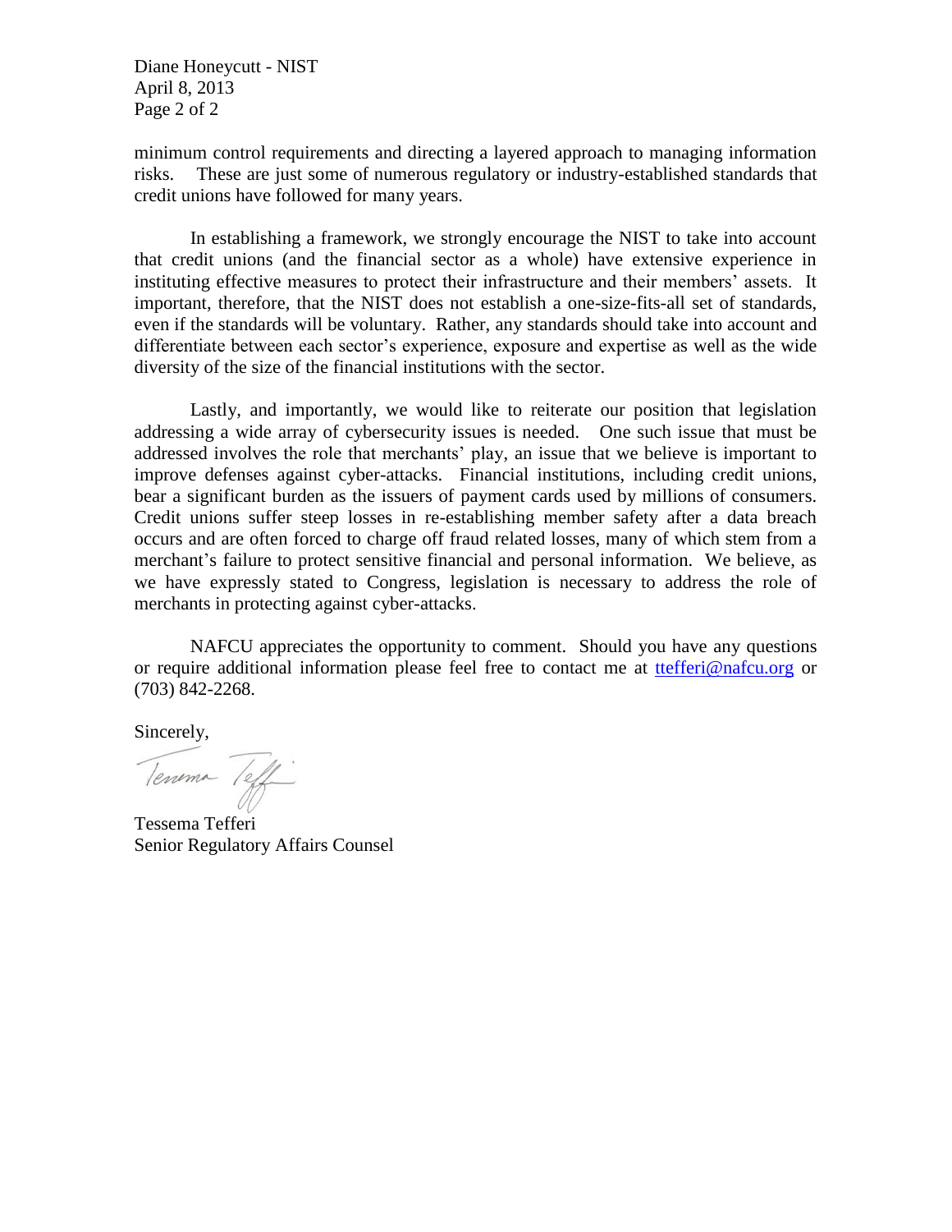minimum control requirements and directing a layered approach to managing information risks. These are just some of numerous regulatory or industry-established standards that credit unions have followed for many years.

In establishing a framework, we strongly encourage the NIST to take into account that credit unions (and the financial sector as a whole) have extensive experience in instituting effective measures to protect their infrastructure and their members' assets. It important, therefore, that the NIST does not establish a one-size-fits-all set of standards, even if the standards will be voluntary. Rather, any standards should take into account and differentiate between each sector's experience, exposure and expertise as well as the wide diversity of the size of the financial institutions with the sector.

Lastly, and importantly, we would like to reiterate our position that legislation addressing a wide array of cybersecurity issues is needed. One such issue that must be addressed involves the role that merchants' play, an issue that we believe is important to improve defenses against cyber-attacks. Financial institutions, including credit unions, bear a significant burden as the issuers of payment cards used by millions of consumers. Credit unions suffer steep losses in re-establishing member safety after a data breach occurs and are often forced to charge off fraud related losses, many of which stem from a merchant's failure to protect sensitive financial and personal information. We believe, as we have expressly stated to Congress, legislation is necessary to address the role of merchants in protecting against cyber-attacks.

NAFCU appreciates the opportunity to comment. Should you have any questions or require additional information please feel free to contact me at ttefferi@nafcu.org or (703) 842-2268.

Sincerely,

Tessema Tefferi
Senior Regulatory Affairs Counsel